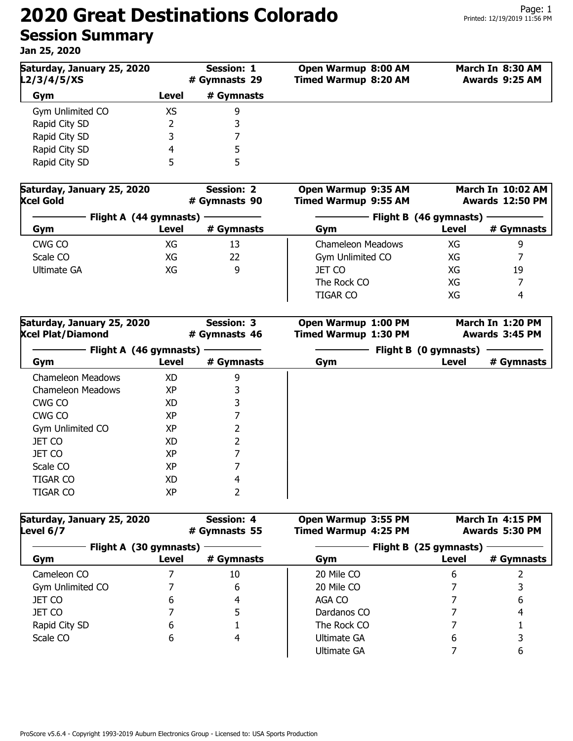# 2020 Great Destinations Colorado

## Session Summary

**Jan 25, 2020**

| Saturday, January 25, 2020 | Session: 1 | Open Warmup 8:00 AM | March In 8:30 AM |
|---|---|---|---|
| L2/3/4/5/XS | # Gymnasts 29 | Timed Warmup 8:20 AM | Awards 9:25 AM |

| Gym | Level | # Gymnasts |
|---|---|---|
| Gym Unlimited CO | XS | 9 |
| Rapid City SD | 2 | 3 |
| Rapid City SD | 3 | 7 |
| Rapid City SD | 4 | 5 |
| Rapid City SD | 5 | 5 |

| Saturday, January 25, 2020 | Session: 2 | Open Warmup 9:35 AM | March In 10:02 AM |
|---|---|---|---|
| Xcel Gold | # Gymnasts 90 | Timed Warmup 9:55 AM | Awards 12:50 PM |

| Flight A (44 gymnasts) | | | Flight B (46 gymnasts) | | |
|---|---|---|---|---|---|
| Gym | Level | # Gymnasts | Gym | Level | # Gymnasts |
| CWG CO | XG | 13 | Chameleon Meadows | XG | 9 |
| Scale CO | XG | 22 | Gym Unlimited CO | XG | 7 |
| Ultimate GA | XG | 9 | JET CO | XG | 19 |
| | | | The Rock CO | XG | 7 |
| | | | TIGAR CO | XG | 4 |

| Saturday, January 25, 2020 | Session: 3 | Open Warmup 1:00 PM | March In 1:20 PM |
|---|---|---|---|
| Xcel Plat/Diamond | # Gymnasts 46 | Timed Warmup 1:30 PM | Awards 3:45 PM |

| Flight A (46 gymnasts) | | | Flight B (0 gymnasts) | | |
|---|---|---|---|---|---|
| Gym | Level | # Gymnasts | Gym | Level | # Gymnasts |
| Chameleon Meadows | XD | 9 | | | |
| Chameleon Meadows | XP | 3 | | | |
| CWG CO | XD | 3 | | | |
| CWG CO | XP | 7 | | | |
| Gym Unlimited CO | XP | 2 | | | |
| JET CO | XD | 2 | | | |
| JET CO | XP | 7 | | | |
| Scale CO | XP | 7 | | | |
| TIGAR CO | XD | 4 | | | |
| TIGAR CO | XP | 2 | | | |

| Saturday, January 25, 2020 | Session: 4 | Open Warmup 3:55 PM | March In 4:15 PM |
|---|---|---|---|
| Level 6/7 | # Gymnasts 55 | Timed Warmup 4:25 PM | Awards 5:30 PM |

| Flight A (30 gymnasts) | | | Flight B (25 gymnasts) | | |
|---|---|---|---|---|---|
| Gym | Level | # Gymnasts | Gym | Level | # Gymnasts |
| Cameleon CO | 7 | 10 | 20 Mile CO | 6 | 2 |
| Gym Unlimited CO | 7 | 6 | 20 Mile CO | 7 | 3 |
| JET CO | 6 | 4 | AGA CO | 7 | 6 |
| JET CO | 7 | 5 | Dardanos CO | 7 | 4 |
| Rapid City SD | 6 | 1 | The Rock CO | 7 | 1 |
| Scale CO | 6 | 4 | Ultimate GA | 6 | 3 |
| | | | Ultimate GA | 7 | 6 |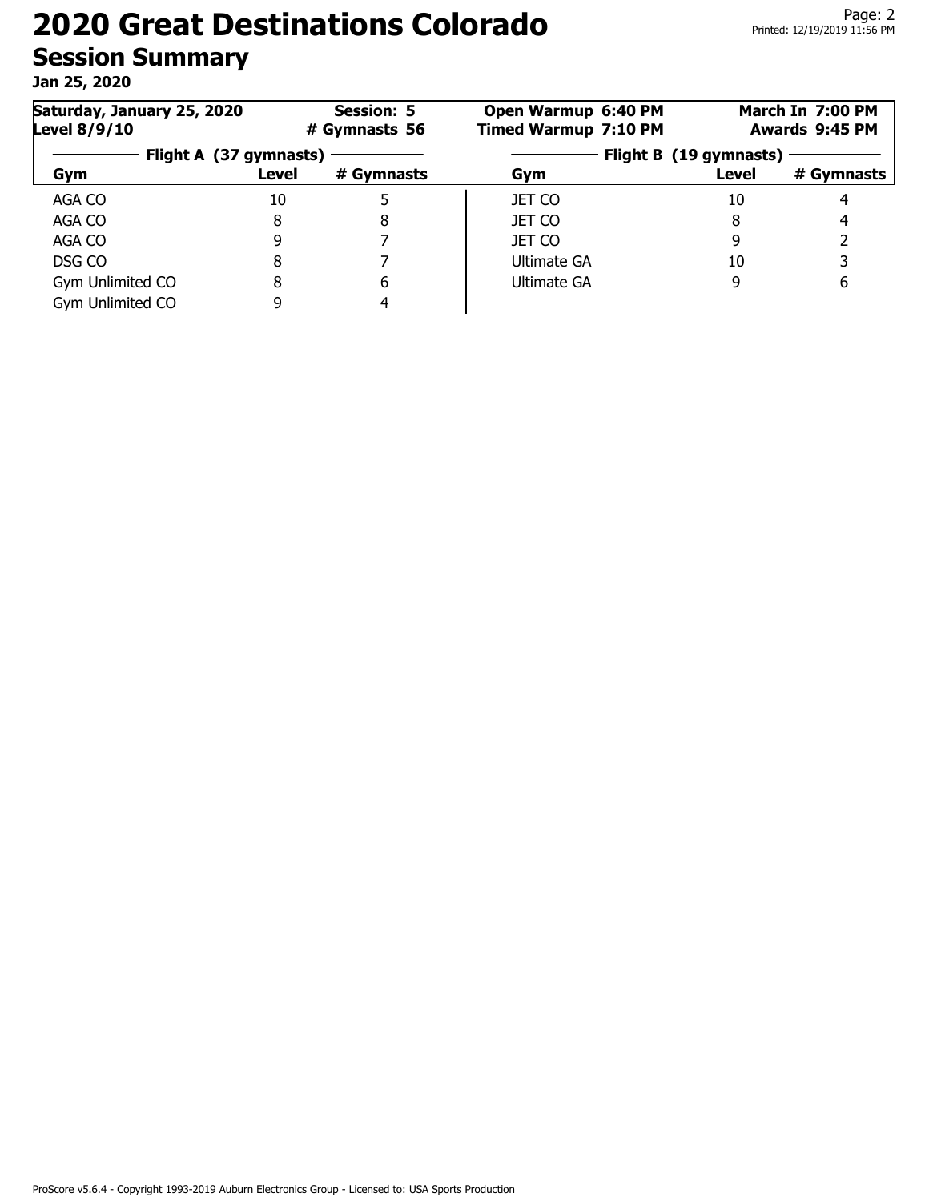# 2020 Great Destinations Colorado

## Session Summary

**Jan 25, 2020**

| Saturday, January 25, 2020<br>Level 8/9/10 | Session: 5<br># Gymnasts 56 | | Open Warmup 6:40 PM<br>Timed Warmup 7:10 PM | March In 7:00 PM<br>Awards 9:45 PM | |
|---|---|---|---|---|---|
| Flight A (37 gymnasts) | | | Flight B (19 gymnasts) | | |
| **Gym** | **Level** | **# Gymnasts** | **Gym** | **Level** | **# Gymnasts** |
| AGA CO | 10 | 5 | JET CO | 10 | 4 |
| AGA CO | 8 | 8 | JET CO | 8 | 4 |
| AGA CO | 9 | 7 | JET CO | 9 | 2 |
| DSG CO | 8 | 7 | Ultimate GA | 10 | 3 |
| Gym Unlimited CO | 8 | 6 | Ultimate GA | 9 | 6 |
| Gym Unlimited CO | 9 | 4 | | | |

ProScore v5.6.4 - Copyright 1993-2019 Auburn Electronics Group - Licensed to: USA Sports Production